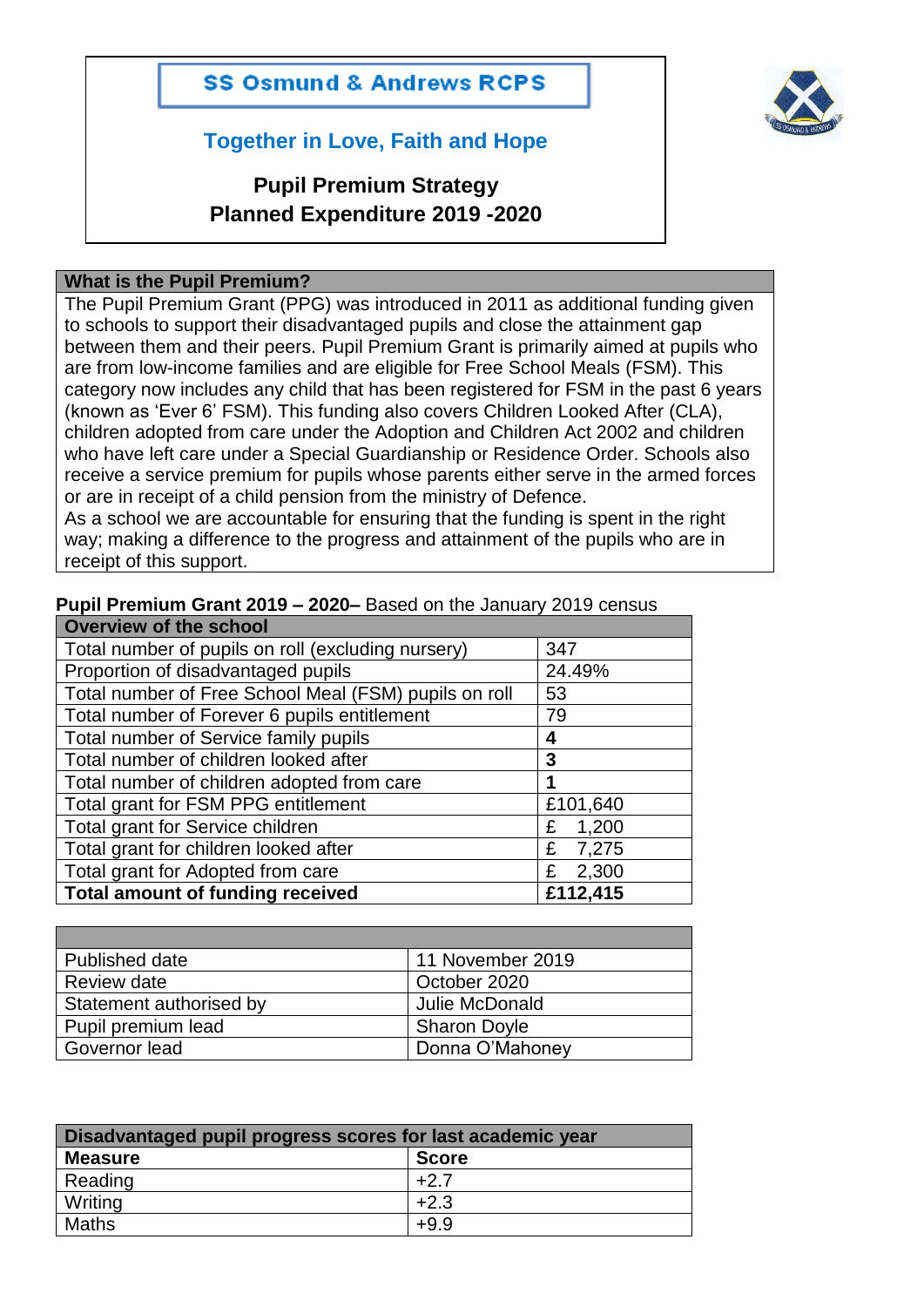# SS Osmund & Andrews RCPS

## Together in Love, Faith and Hope

## Pupil Premium Strategy
## Planned Expenditure 2019 -2020

| What is the Pupil Premium? |
|---|
| The Pupil Premium Grant (PPG) was introduced in 2011 as additional funding given to schools to support their disadvantaged pupils and close the attainment gap between them and their peers. Pupil Premium Grant is primarily aimed at pupils who are from low-income families and are eligible for Free School Meals (FSM). This category now includes any child that has been registered for FSM in the past 6 years (known as 'Ever 6' FSM). This funding also covers Children Looked After (CLA), children adopted from care under the Adoption and Children Act 2002 and children who have left care under a Special Guardianship or Residence Order. Schools also receive a service premium for pupils whose parents either serve in the armed forces or are in receipt of a child pension from the ministry of Defence. As a school we are accountable for ensuring that the funding is spent in the right way; making a difference to the progress and attainment of the pupils who are in receipt of this support. |

**Pupil Premium Grant 2019 – 2020–** Based on the January 2019 census

| Overview of the school | |
|---|---|
| Total number of pupils on roll (excluding nursery) | 347 |
| Proportion of disadvantaged pupils | 24.49% |
| Total number of Free School Meal (FSM) pupils on roll | 53 |
| Total number of Forever 6 pupils entitlement | 79 |
| Total number of Service family pupils | **4** |
| Total number of children looked after | **3** |
| Total number of children adopted from care | **1** |
| Total grant for FSM PPG entitlement | £101,640 |
| Total grant for Service children | £ 1,200 |
| Total grant for children looked after | £ 7,275 |
| Total grant for Adopted from care | £ 2,300 |
| **Total amount of funding received** | **£112,415** |

| | |
|---|---|
| Published date | 11 November 2019 |
| Review date | October 2020 |
| Statement authorised by | Julie McDonald |
| Pupil premium lead | Sharon Doyle |
| Governor lead | Donna O'Mahoney |

| Disadvantaged pupil progress scores for last academic year | |
|---|---|
| **Measure** | **Score** |
| Reading | +2.7 |
| Writing | +2.3 |
| Maths | +9.9 |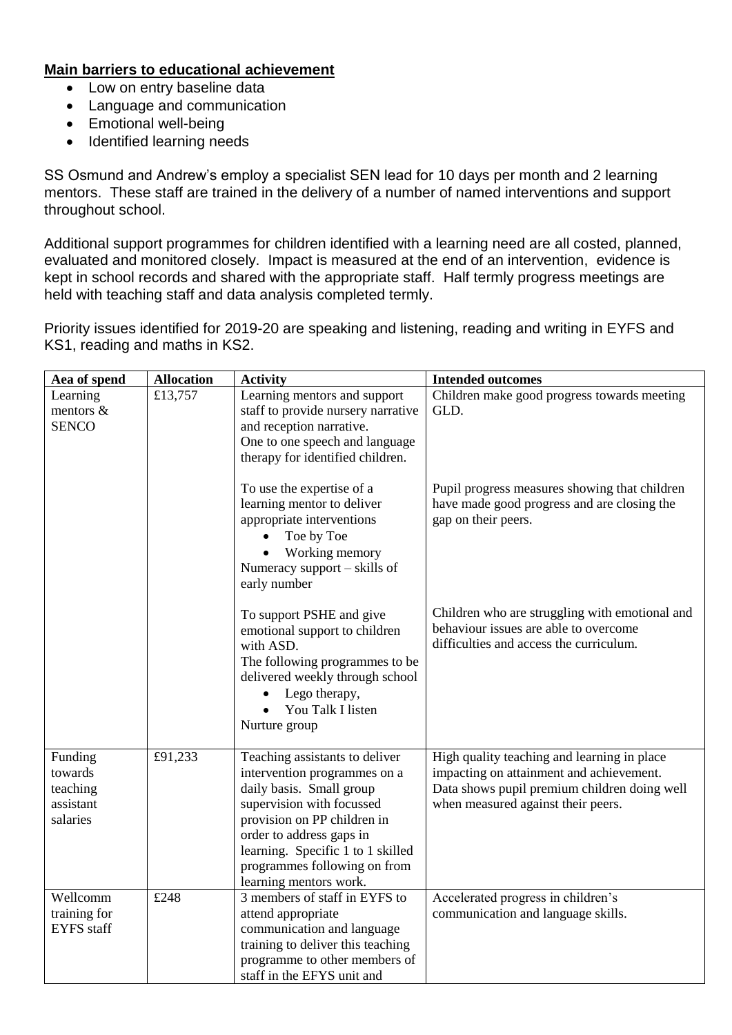**Main barriers to educational achievement**

- Low on entry baseline data
- Language and communication
- Emotional well-being
- Identified learning needs

SS Osmund and Andrew's employ a specialist SEN lead for 10 days per month and 2 learning mentors. These staff are trained in the delivery of a number of named interventions and support throughout school.

Additional support programmes for children identified with a learning need are all costed, planned, evaluated and monitored closely. Impact is measured at the end of an intervention, evidence is kept in school records and shared with the appropriate staff. Half termly progress meetings are held with teaching staff and data analysis completed termly.

Priority issues identified for 2019-20 are speaking and listening, reading and writing in EYFS and KS1, reading and maths in KS2.

| Aea of spend | Allocation | Activity | Intended outcomes |
|---|---|---|---|
| Learning mentors & SENCO | £13,757 | Learning mentors and support staff to provide nursery narrative and reception narrative.<br>One to one speech and language therapy for identified children. | Children make good progress towards meeting GLD. |
| | | To use the expertise of a learning mentor to deliver appropriate interventions<br>• Toe by Toe<br>• Working memory<br>Numeracy support – skills of early number | Pupil progress measures showing that children have made good progress and are closing the gap on their peers. |
| | | To support PSHE and give emotional support to children with ASD.<br>The following programmes to be delivered weekly through school<br>• Lego therapy,<br>• You Talk I listen<br>Nurture group | Children who are struggling with emotional and behaviour issues are able to overcome difficulties and access the curriculum. |
| Funding towards teaching assistant salaries | £91,233 | Teaching assistants to deliver intervention programmes on a daily basis. Small group supervision with focussed provision on PP children in order to address gaps in learning. Specific 1 to 1 skilled programmes following on from learning mentors work. | High quality teaching and learning in place impacting on attainment and achievement. Data shows pupil premium children doing well when measured against their peers. |
| Wellcomm training for EYFS staff | £248 | 3 members of staff in EYFS to attend appropriate communication and language training to deliver this teaching programme to other members of staff in the EFYS unit and | Accelerated progress in children's communication and language skills. |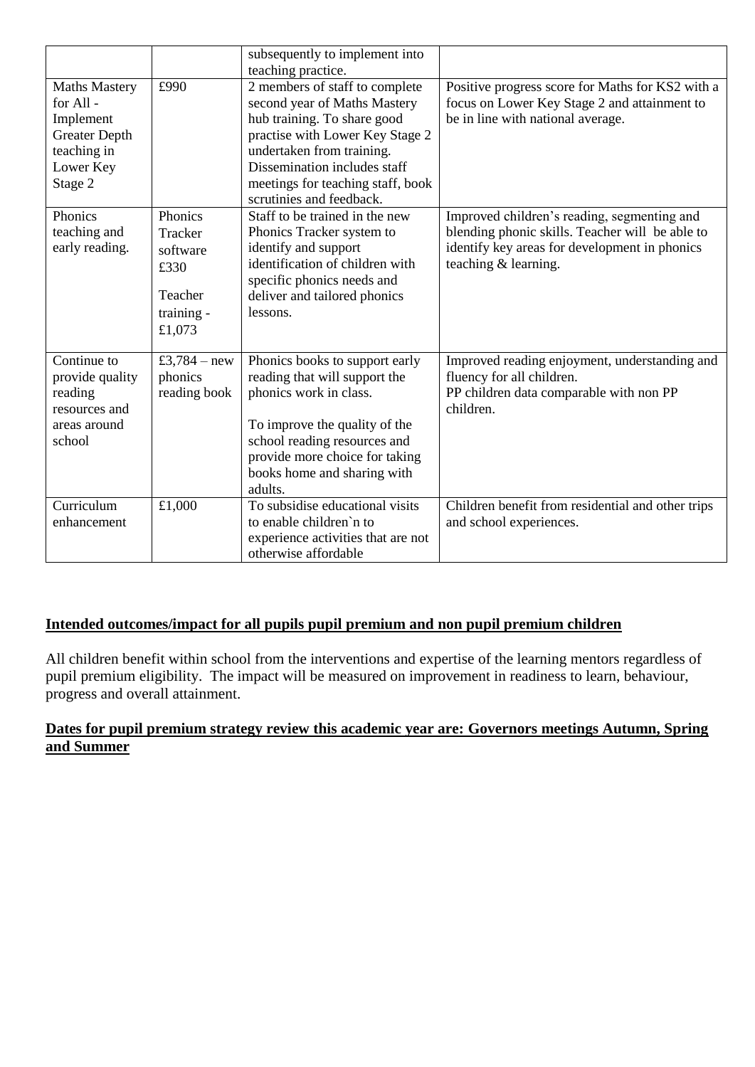| | | | |
|---|---|---|---|
| | | subsequently to implement into teaching practice. | |
| Maths Mastery for All - Implement Greater Depth teaching in Lower Key Stage 2 | £990 | 2 members of staff to complete second year of Maths Mastery hub training. To share good practise with Lower Key Stage 2 undertaken from training. Dissemination includes staff meetings for teaching staff, book scrutinies and feedback. | Positive progress score for Maths for KS2 with a focus on Lower Key Stage 2 and attainment to be in line with national average. |
| Phonics teaching and early reading. | Phonics Tracker software £330<br><br>Teacher training - £1,073 | Staff to be trained in the new Phonics Tracker system to identify and support identification of children with specific phonics needs and deliver and tailored phonics lessons. | Improved children's reading, segmenting and blending phonic skills. Teacher will be able to identify key areas for development in phonics teaching & learning. |
| Continue to provide quality reading resources and areas around school | £3,784 – new phonics reading book | Phonics books to support early reading that will support the phonics work in class.<br><br>To improve the quality of the school reading resources and provide more choice for taking books home and sharing with adults. | Improved reading enjoyment, understanding and fluency for all children.<br>PP children data comparable with non PP children. |
| Curriculum enhancement | £1,000 | To subsidise educational visits to enable children`n to experience activities that are not otherwise affordable | Children benefit from residential and other trips and school experiences. |

**Intended outcomes/impact for all pupils pupil premium and non pupil premium children**

All children benefit within school from the interventions and expertise of the learning mentors regardless of pupil premium eligibility. The impact will be measured on improvement in readiness to learn, behaviour, progress and overall attainment.

**Dates for pupil premium strategy review this academic year are: Governors meetings Autumn, Spring and Summer**